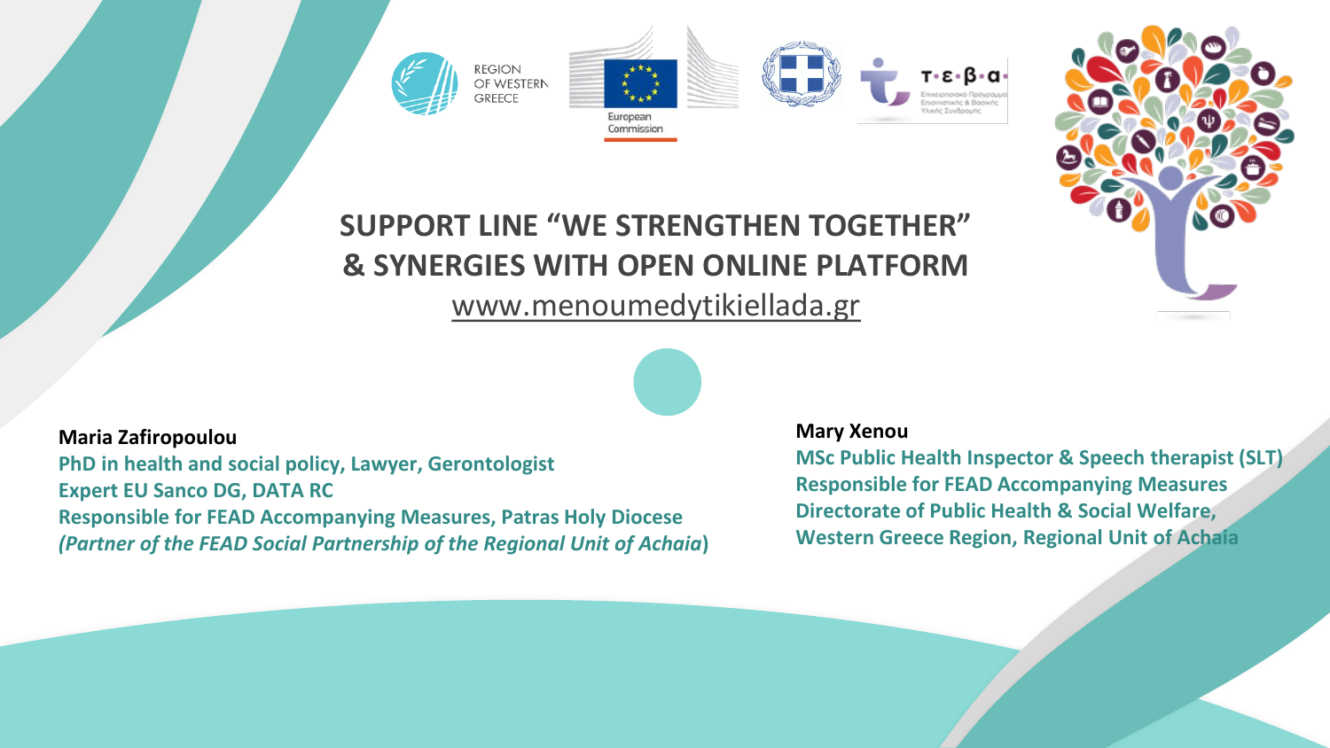REGION OF WESTERN GREECE

European Commission

Τ•ε•β•α• Επισιτιστικής & Βασικής Υλικής Συνδρομής

# SUPPORT LINE "WE STRENGTHEN TOGETHER" & SYNERGIES WITH OPEN ONLINE PLATFORM

www.menoumedytikiellada.gr

**Maria Zafiropoulou**
**PhD in health and social policy, Lawyer, Gerontologist**
**Expert EU Sanco DG, DATA RC**
**Responsible for FEAD Accompanying Measures, Patras Holy Diocese**
***(Partner of the FEAD Social Partnership of the Regional Unit of Achaia)***

**Mary Xenou**
**MSc Public Health Inspector & Speech therapist (SLT)**
**Responsible for FEAD Accompanying Measures**
**Directorate of Public Health & Social Welfare,**
**Western Greece Region, Regional Unit of Achaia**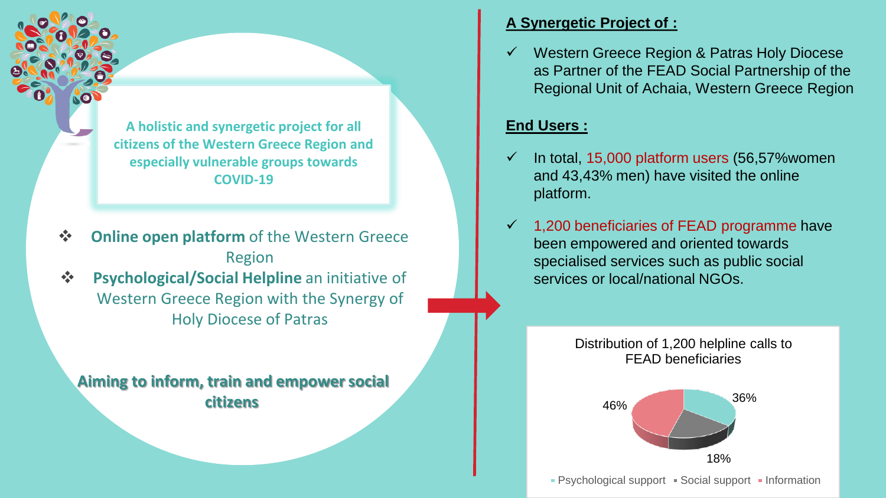**A holistic and synergetic project for all citizens of the Western Greece Region and especially vulnerable groups towards COVID-19**

- **Online open platform** of the Western Greece Region
- **Psychological/Social Helpline** an initiative of Western Greece Region with the Synergy of Holy Diocese of Patras

**Aiming to inform, train and empower social citizens**

## A Synergetic Project of :

- ✓ Western Greece Region & Patras Holy Diocese as Partner of the FEAD Social Partnership of the Regional Unit of Achaia, Western Greece Region

## End Users :

- ✓ In total, 15,000 platform users (56,57%women and 43,43% men) have visited the online platform.
- ✓ 1,200 beneficiaries of FEAD programme have been empowered and oriented towards specialised services such as public social services or local/national NGOs.

Distribution of 1,200 helpline calls to FEAD beneficiaries

| Category | Share |
|---|---|
| Psychological support | 36% |
| Social support | 18% |
| Information | 46% |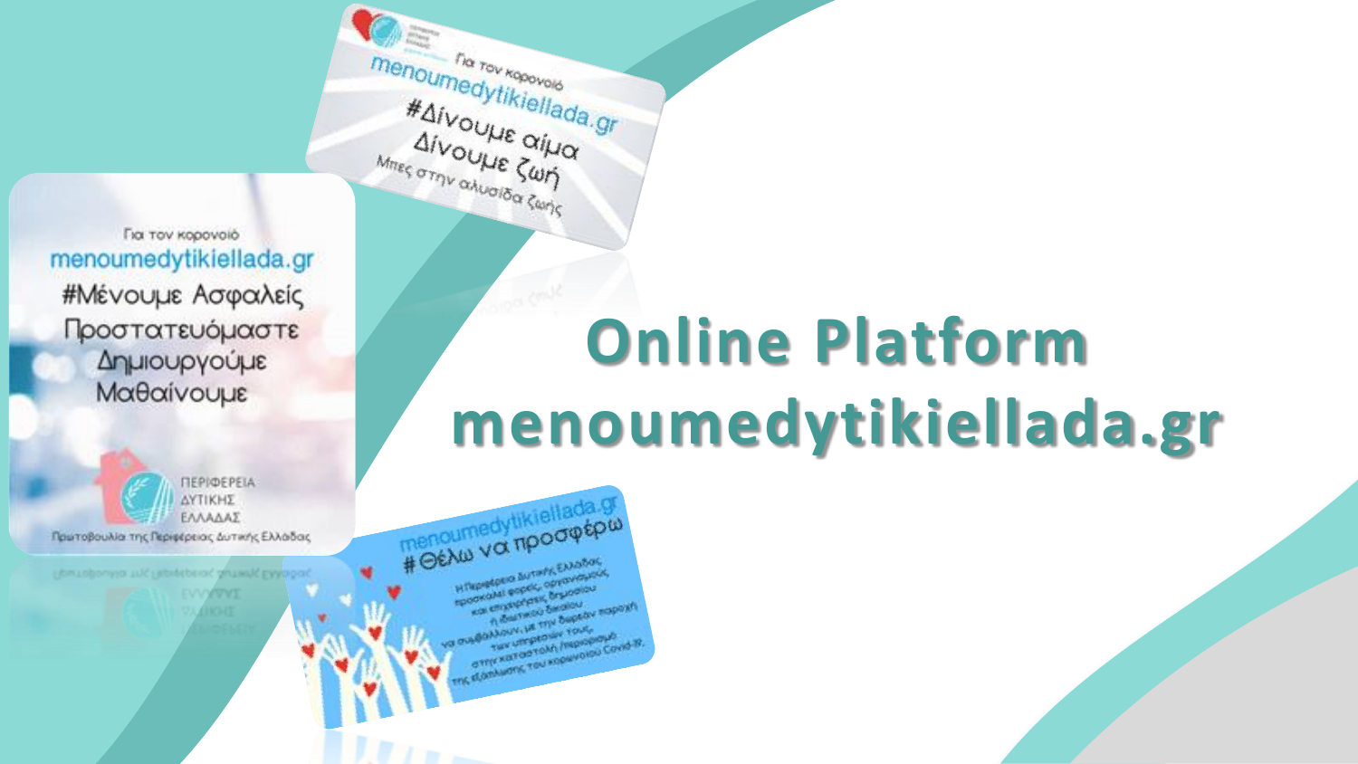# Online Platform menoumedytikiellada.gr

Για τον κορονοϊό
menoumedytikiellada.gr
#Δίνουμε αίμα
Δίνουμε ζωή
Μπες στην αλυσίδα ζωής

Για τον κορονοϊό
menoumedytikiellada.gr
#Μένουμε Ασφαλείς
Προστατευόμαστε
Δημιουργούμε
Μαθαίνουμε

ΠΕΡΙΦΕΡΕΙΑ ΔΥΤΙΚΗΣ ΕΛΛΑΔΑΣ
Πρωτοβουλία της Περιφέρειας Δυτικής Ελλάδας

menoumedytikiellada.gr
#Θέλω να προσφέρω
Η Περιφέρεια Δυτικής Ελλάδας προσκαλεί φορείς, οργανισμούς και επιχειρήσεις δημοσίου ή ιδιωτικού δικαίου να συμβάλλουν, με την δωρεάν παροχή των υπηρεσιών τους, στην καταστολή /περιορισμό της εξάπλωσης του κορονοϊού Covid-19.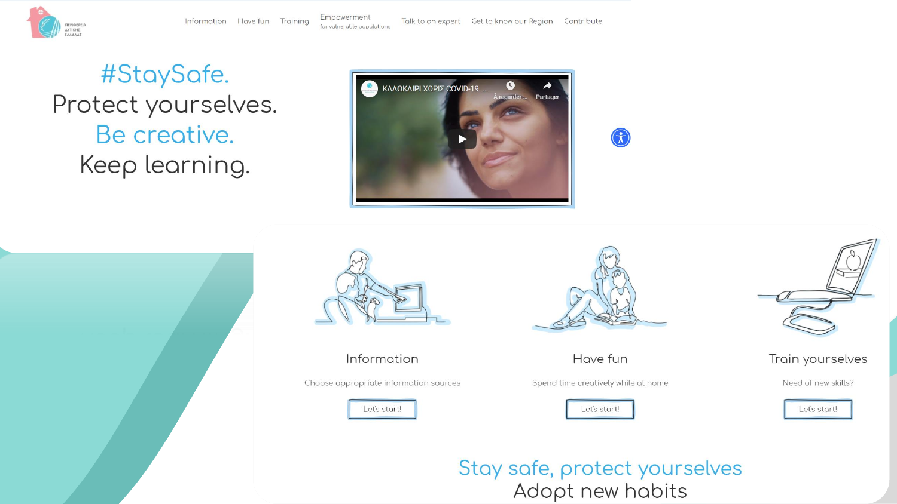Information | Have fun | Training | Empowerment for vulnerable populations | Talk to an expert | Get to know our Region | Contribute

# #StaySafe.
# Protect yourselves.
# Be creative.
# Keep learning.

ΚΑΛΟΚΑΙΡΙ ΧΩΡΙΣ COVID-19. ...

À regarder ... Partager

### Information

Choose appropriate information sources

Let's start!

### Have fun

Spend time creatively while at home

Let's start!

### Train yourselves

Need of new skills?

Let's start!

## Stay safe, protect yourselves
## Adopt new habits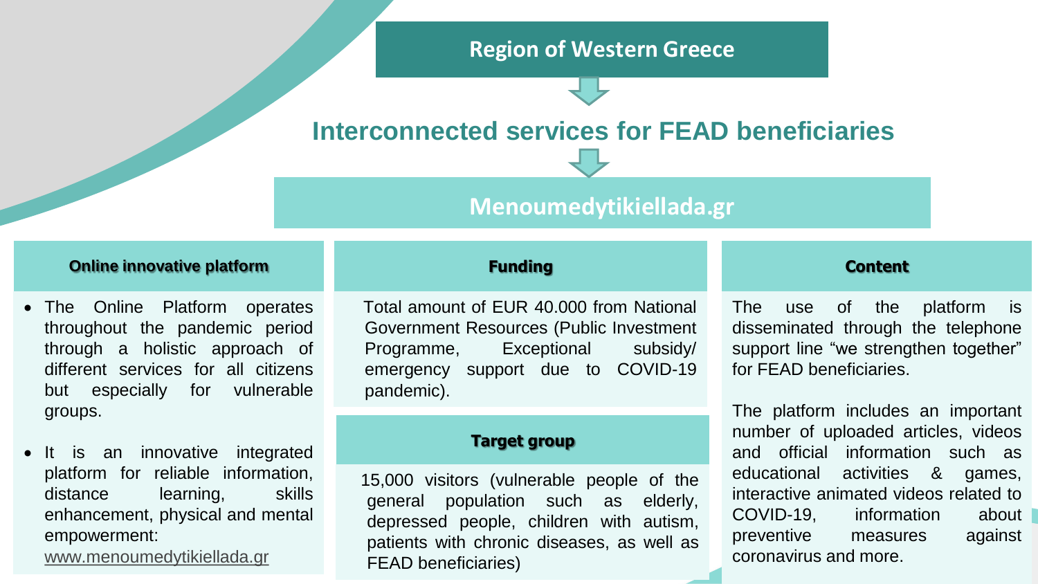# Region of Western Greece

## Interconnected services for FEAD beneficiaries

## Menoumedytikiellada.gr

### Online innovative platform

- The Online Platform operates throughout the pandemic period through a holistic approach of different services for all citizens but especially for vulnerable groups.
- It is an innovative integrated platform for reliable information, distance learning, skills enhancement, physical and mental empowerment: www.menoumedytikiellada.gr

### Funding

Total amount of EUR 40.000 from National Government Resources (Public Investment Programme, Exceptional subsidy/ emergency support due to COVID-19 pandemic).

### Target group

15,000 visitors (vulnerable people of the general population such as elderly, depressed people, children with autism, patients with chronic diseases, as well as FEAD beneficiaries)

### Content

The use of the platform is disseminated through the telephone support line “we strengthen together” for FEAD beneficiaries.

The platform includes an important number of uploaded articles, videos and official information such as educational activities & games, interactive animated videos related to COVID-19, information about preventive measures against coronavirus and more.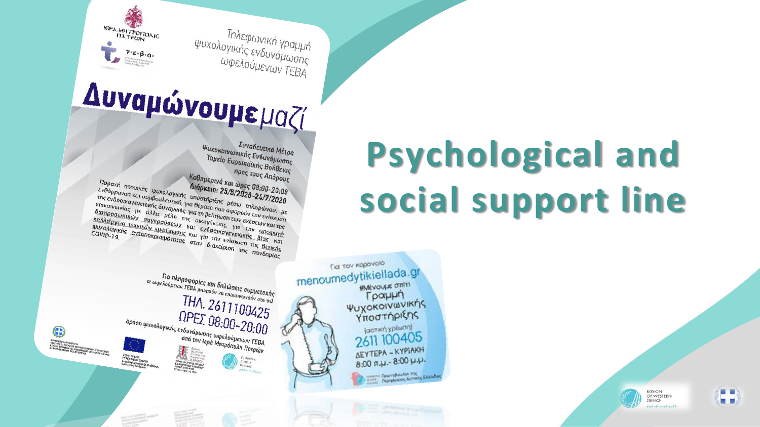# Psychological and social support line

Ιερά Μητρόπολις Πατρών

Τ.Ε.Β.Α.

Τηλεφωνική γραμμή ψυχολογικής ενδυνάμωσης ωφελούμενων ΤΕΒΑ

**Δυναμώνουμε** μαζί

Συνοδευτικά Μέτρα Ψυχοκοινωνικής Ενδυνάμωσης Ταμείο Ευρωπαϊκής Βοήθειας προς τους Απόρους

Καθημερινά και ώρες 08:00-20:00

Διάρκεια: 25/5/2020-24/7/2020

Παροχή ατομικής ψυχολογικής υποστήριξης μέσω τηλεφώνου, με ενθάρρυνση και συμβουλευτική για θέματα που αφορούν την ενίσχυση της ενδοοικογενειακής δυναμικής, για τη βελτίωση των σχέσεων και της επικοινωνίας με άλλα μέλη της οικογένειας, για την αποφυγή διαπροσωπικών συγκρούσεων και ενδοοικογενειακής βίας και καλλιέργεια τεχνικών εμψύχωσης και για την ενίσχυση της θετικής ψυχολογικής ανταποκρισιμότητας στην διαχείριση της πανδημίας COVID-19.

Για πληροφορίες και δηλώσεις συμμετοχής οι ωφελούμενοι ΤΕΒΑ μπορούν να επικοινωνούν στο τηλ.

ΤΗΛ. 2611100425

ΩΡΕΣ 08:00-20:00

Δράση ψυχολογικής ενδυνάμωσης ωφελούμενων ΤΕΒΑ από την Ιερά Μητρόπολη Πατρών

Για τον κορονοϊό

menoumedytikiellada.gr

#Μένουμε σπίτι

Γραμμή Ψυχοκοινωνικής Υποστήριξης

(αστική χρέωση)

2611 100405

ΔΕΥΤΕΡΑ - ΚΥΡΙΑΚΗ

8:00 π.μ.- 8:00 μ.μ.

Πρωτοβουλία της Περιφέρειας Δυτικής Ελλάδας

REGION OF WESTERN GREECE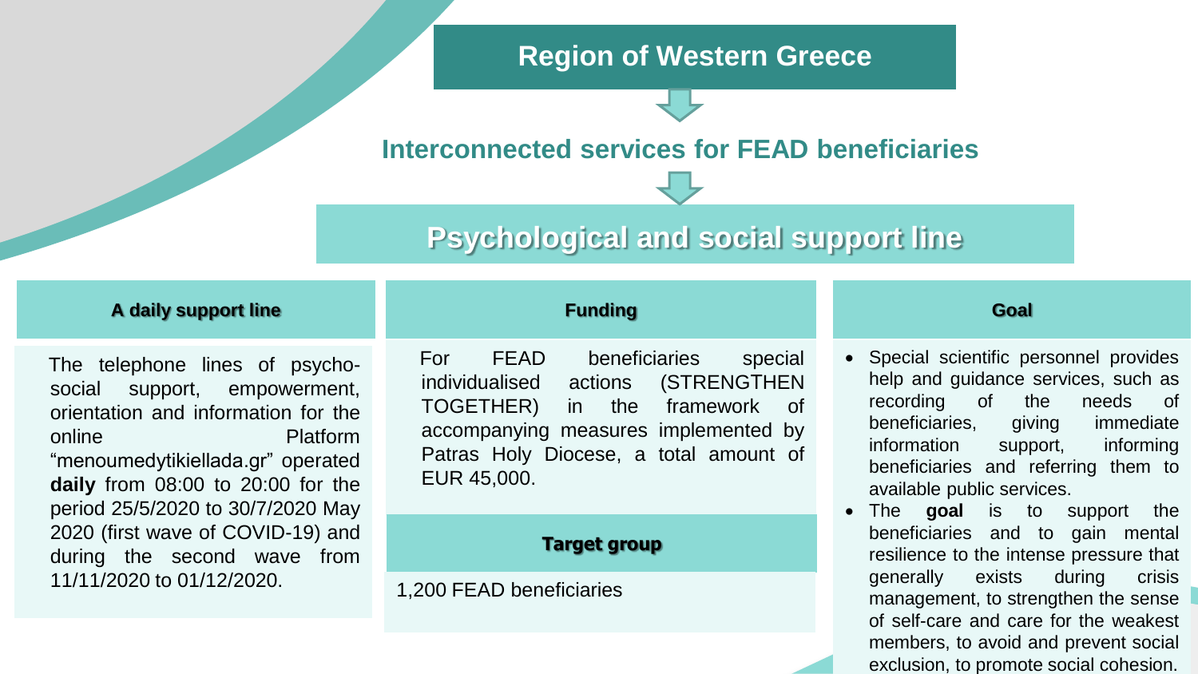# Region of Western Greece

## Interconnected services for FEAD beneficiaries

## Psychological and social support line

### A daily support line

The telephone lines of psycho-social support, empowerment, orientation and information for the online Platform "menoumedytikiellada.gr" operated **daily** from 08:00 to 20:00 for the period 25/5/2020 to 30/7/2020 May 2020 (first wave of COVID-19) and during the second wave from 11/11/2020 to 01/12/2020.

### Funding

For FEAD beneficiaries special individualised actions (STRENGTHEN TOGETHER) in the framework of accompanying measures implemented by Patras Holy Diocese, a total amount of EUR 45,000.

### Target group

1,200 FEAD beneficiaries

### Goal

- Special scientific personnel provides help and guidance services, such as recording of the needs of beneficiaries, giving immediate information support, informing beneficiaries and referring them to available public services.
- The **goal** is to support the beneficiaries and to gain mental resilience to the intense pressure that generally exists during crisis management, to strengthen the sense of self-care and care for the weakest members, to avoid and prevent social exclusion, to promote social cohesion.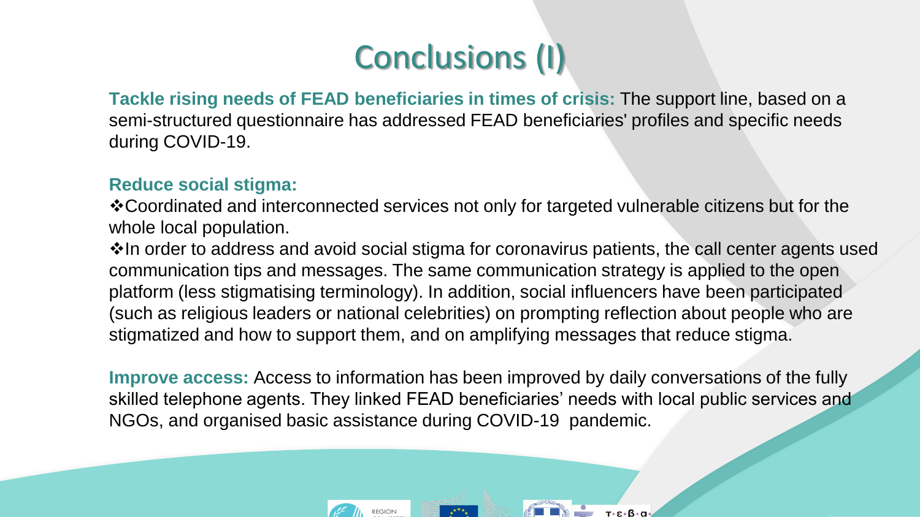# Conclusions (I)

**Tackle rising needs of FEAD beneficiaries in times of crisis:** The support line, based on a semi-structured questionnaire has addressed FEAD beneficiaries' profiles and specific needs during COVID-19.

**Reduce social stigma:**

❖Coordinated and interconnected services not only for targeted vulnerable citizens but for the whole local population.

❖In order to address and avoid social stigma for coronavirus patients, the call center agents used communication tips and messages. The same communication strategy is applied to the open platform (less stigmatising terminology). In addition, social influencers have been participated (such as religious leaders or national celebrities) on prompting reflection about people who are stigmatized and how to support them, and on amplifying messages that reduce stigma.

**Improve access:** Access to information has been improved by daily conversations of the fully skilled telephone agents. They linked FEAD beneficiaries' needs with local public services and NGOs, and organised basic assistance during COVID-19 pandemic.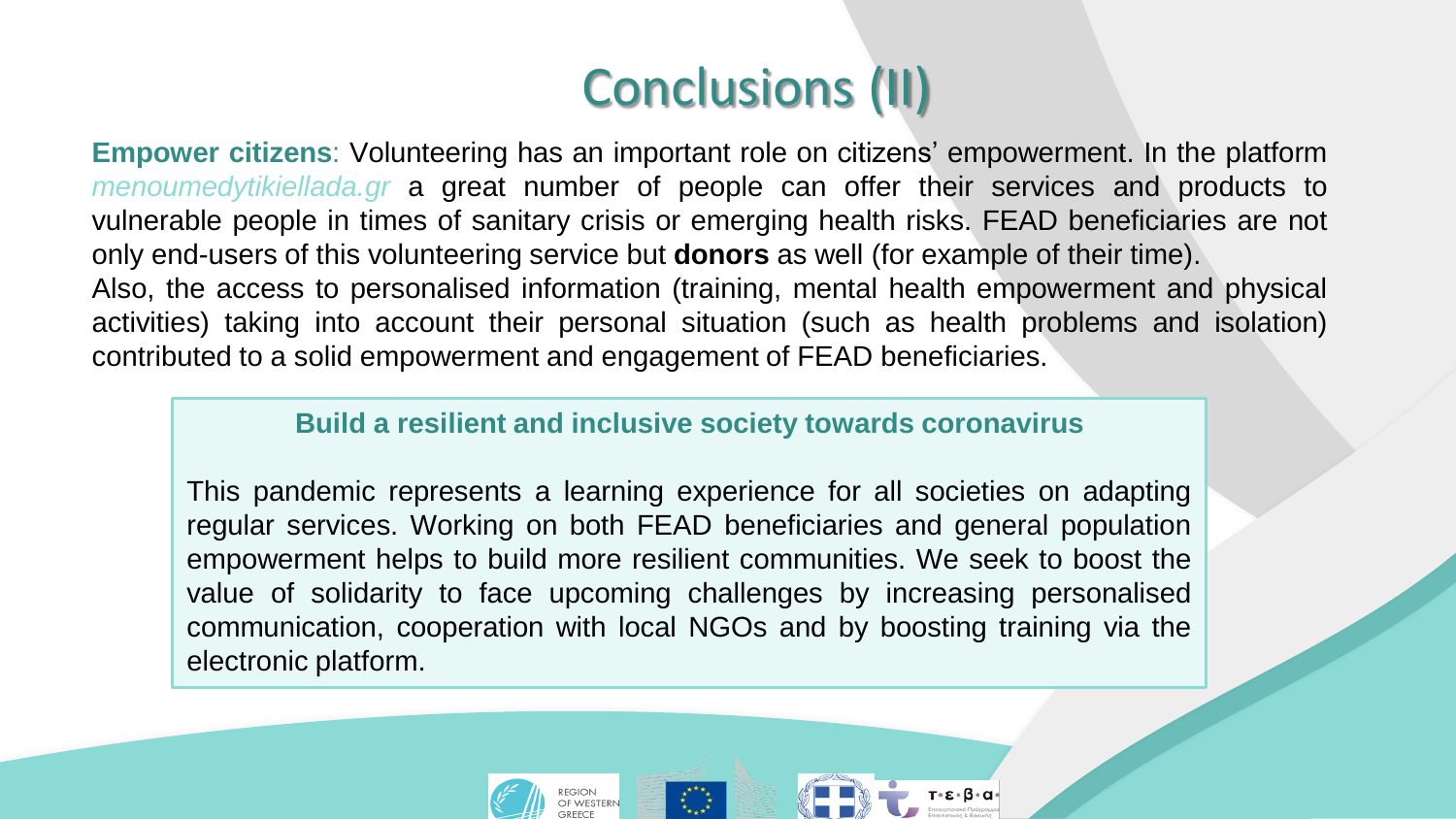# Conclusions (II)

**Empower citizens**: Volunteering has an important role on citizens' empowerment. In the platform *menoumedytikiellada.gr* a great number of people can offer their services and products to vulnerable people in times of sanitary crisis or emerging health risks. FEAD beneficiaries are not only end-users of this volunteering service but **donors** as well (for example of their time).

Also, the access to personalised information (training, mental health empowerment and physical activities) taking into account their personal situation (such as health problems and isolation) contributed to a solid empowerment and engagement of FEAD beneficiaries.

**Build a resilient and inclusive society towards coronavirus**

This pandemic represents a learning experience for all societies on adapting regular services. Working on both FEAD beneficiaries and general population empowerment helps to build more resilient communities. We seek to boost the value of solidarity to face upcoming challenges by increasing personalised communication, cooperation with local NGOs and by boosting training via the electronic platform.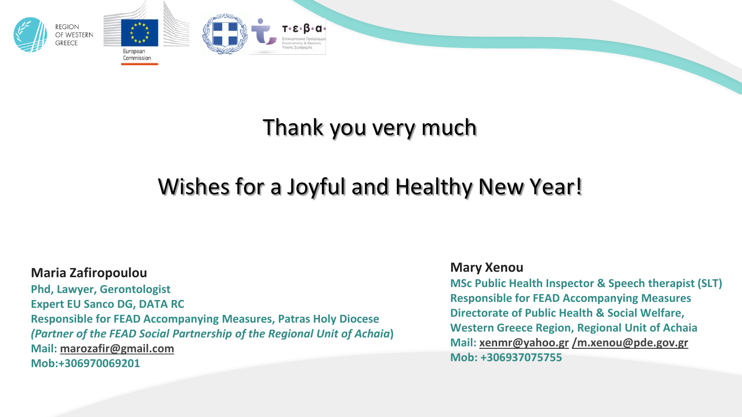REGION OF WESTERN GREECE

European Commission

# Thank you very much

# Wishes for a Joyful and Healthy New Year!

**Maria Zafiropoulou**
**Phd, Lawyer, Gerontologist**
**Expert EU Sanco DG, DATA RC**
**Responsible for FEAD Accompanying Measures, Patras Holy Diocese**
***(Partner of the FEAD Social Partnership of the Regional Unit of Achaia*)**
**Mail: marozafir@gmail.com**
**Mob:+306970069201**

**Mary Xenou**
**MSc Public Health Inspector & Speech therapist (SLT)**
**Responsible for FEAD Accompanying Measures**
**Directorate of Public Health & Social Welfare,**
**Western Greece Region, Regional Unit of Achaia**
**Mail: xenmr@yahoo.gr /m.xenou@pde.gov.gr**
**Mob: +306937075755**